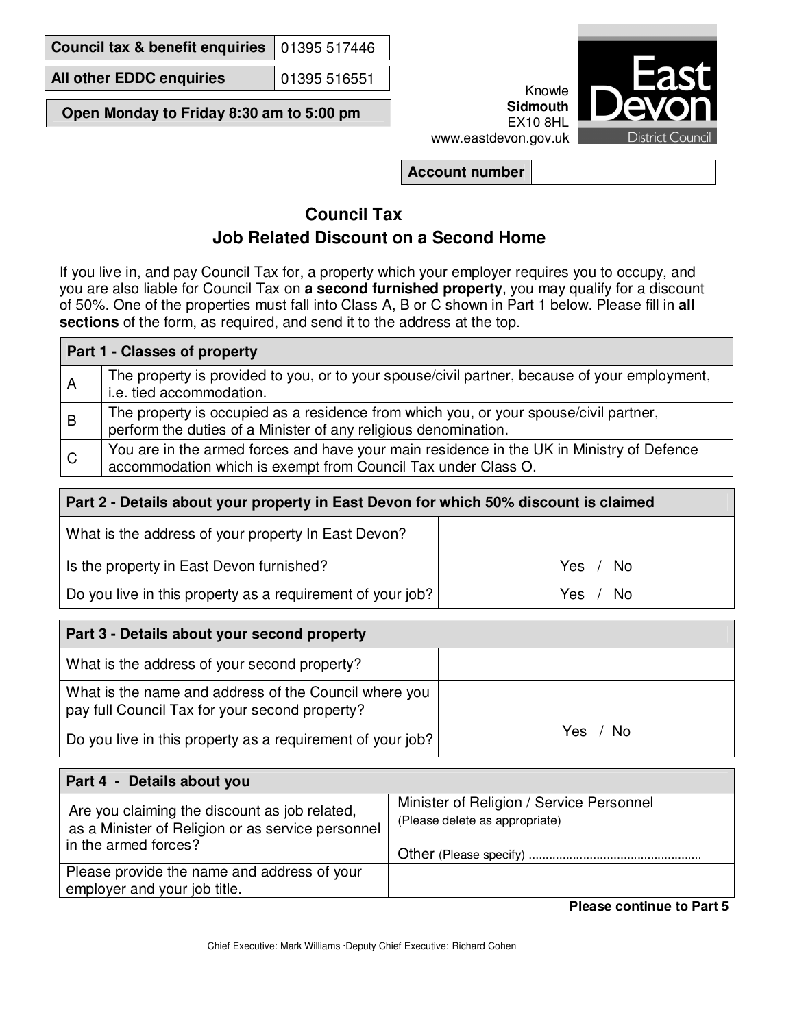| Council tax & benefit enquiries | 01395 517446 |
|---|---|
| All other EDDC enquiries | 01395 516551 |

**Open Monday to Friday 8:30 am to 5:00 pm**

Knowle
**Sidmouth**
EX10 8HL
www.eastdevon.gov.uk

East Devon District Council

| Account number | |
|---|---|

# Council Tax
## Job Related Discount on a Second Home

If you live in, and pay Council Tax for, a property which your employer requires you to occupy, and you are also liable for Council Tax on **a second furnished property**, you may qualify for a discount of 50%. One of the properties must fall into Class A, B or C shown in Part 1 below. Please fill in **all sections** of the form, as required, and send it to the address at the top.

| Part 1 - Classes of property | |
|---|---|
| A | The property is provided to you, or to your spouse/civil partner, because of your employment, i.e. tied accommodation. |
| B | The property is occupied as a residence from which you, or your spouse/civil partner, perform the duties of a Minister of any religious denomination. |
| C | You are in the armed forces and have your main residence in the UK in Ministry of Defence accommodation which is exempt from Council Tax under Class O. |

| Part 2 - Details about your property in East Devon for which 50% discount is claimed | |
|---|---|
| What is the address of your property In East Devon? | |
| Is the property in East Devon furnished? | Yes / No |
| Do you live in this property as a requirement of your job? | Yes / No |

| Part 3 - Details about your second property | |
|---|---|
| What is the address of your second property? | |
| What is the name and address of the Council where you pay full Council Tax for your second property? | |
| Do you live in this property as a requirement of your job? | Yes / No |

| Part 4 - Details about you | |
|---|---|
| Are you claiming the discount as job related, as a Minister of Religion or as service personnel in the armed forces? | Minister of Religion / Service Personnel (Please delete as appropriate)<br><br>Other (Please specify) .................................................. |
| Please provide the name and address of your employer and your job title. | |

**Please continue to Part 5**

Chief Executive: Mark Williams ·Deputy Chief Executive: Richard Cohen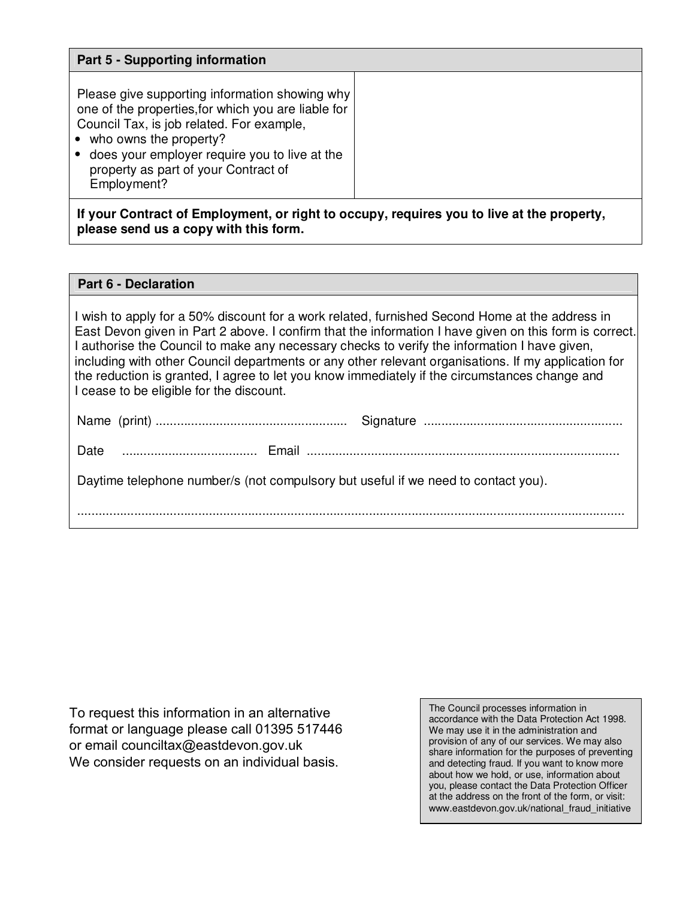## Part 5 - Supporting information

| | |
|---|---|
| Please give supporting information showing why one of the properties,for which you are liable for Council Tax, is job related. For example,<br>• who owns the property?<br>• does your employer require you to live at the property as part of your Contract of Employment? | |

**If your Contract of Employment, or right to occupy, requires you to live at the property, please send us a copy with this form.**

## Part 6 - Declaration

I wish to apply for a 50% discount for a work related, furnished Second Home at the address in East Devon given in Part 2 above. I confirm that the information I have given on this form is correct. I authorise the Council to make any necessary checks to verify the information I have given, including with other Council departments or any other relevant organisations. If my application for the reduction is granted, I agree to let you know immediately if the circumstances change and I cease to be eligible for the discount.

Name (print) ...................................................... Signature ........................................................

Date ...................................... Email ........................................................................................

Daytime telephone number/s (not compulsory but useful if we need to contact you).

..........................................................................................................................................................

To request this information in an alternative format or language please call 01395 517446 or email counciltax@eastdevon.gov.uk
We consider requests on an individual basis.

The Council processes information in accordance with the Data Protection Act 1998. We may use it in the administration and provision of any of our services. We may also share information for the purposes of preventing and detecting fraud. If you want to know more about how we hold, or use, information about you, please contact the Data Protection Officer at the address on the front of the form, or visit: www.eastdevon.gov.uk/national_fraud_initiative